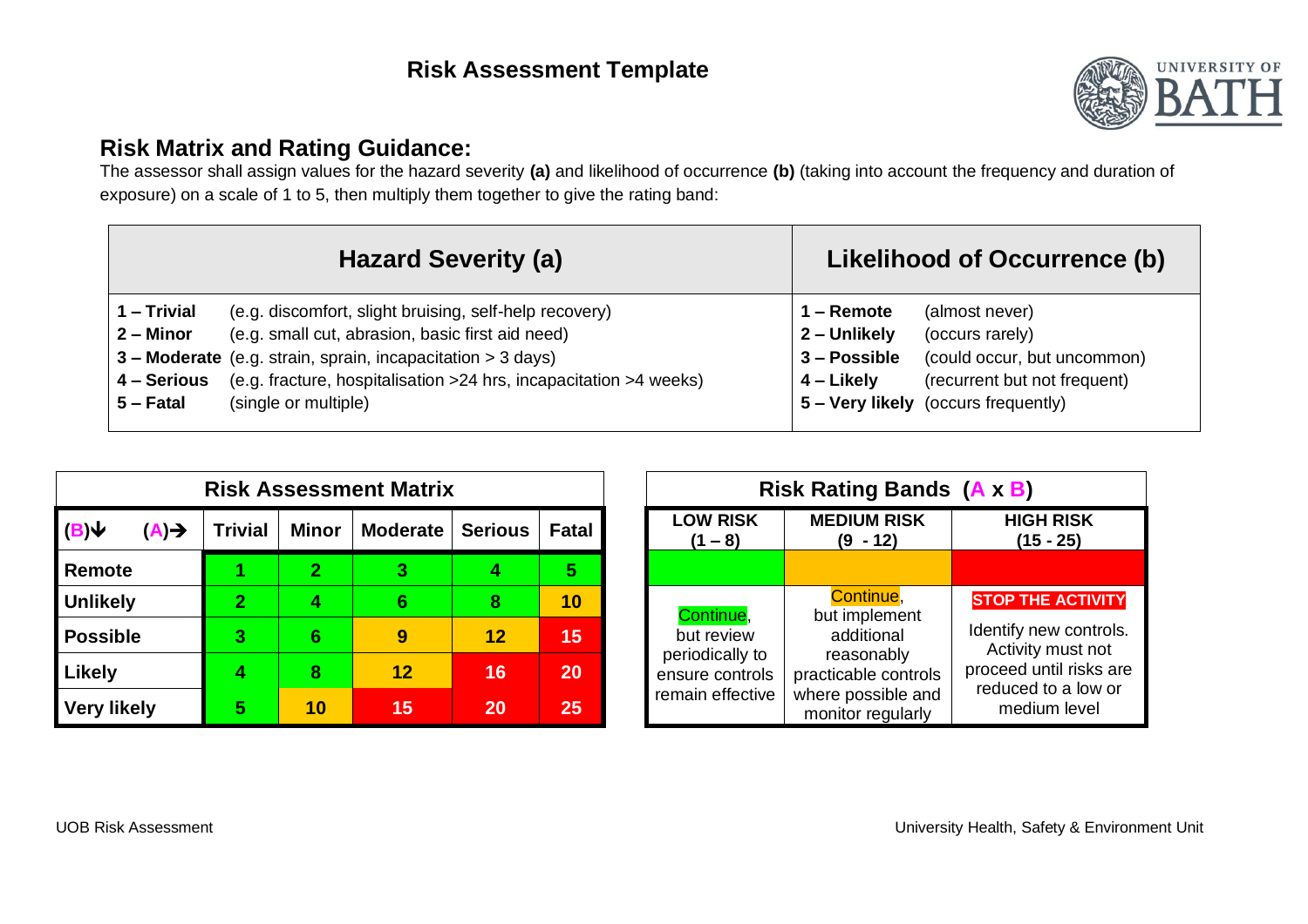# Risk Assessment Template

## Risk Matrix and Rating Guidance:

The assessor shall assign values for the hazard severity **(a)** and likelihood of occurrence **(b)** (taking into account the frequency and duration of exposure) on a scale of 1 to 5, then multiply them together to give the rating band:

| Hazard Severity (a) | | Likelihood of Occurrence (b) | |
|---|---|---|---|
| **1 – Trivial** | (e.g. discomfort, slight bruising, self-help recovery) | **1 – Remote** | (almost never) |
| **2 – Minor** | (e.g. small cut, abrasion, basic first aid need) | **2 – Unlikely** | (occurs rarely) |
| **3 – Moderate** | (e.g. strain, sprain, incapacitation > 3 days) | **3 – Possible** | (could occur, but uncommon) |
| **4 – Serious** | (e.g. fracture, hospitalisation >24 hrs, incapacitation >4 weeks) | **4 – Likely** | (recurrent but not frequent) |
| **5 – Fatal** | (single or multiple) | **5 – Very likely** | (occurs frequently) |

**Risk Assessment Matrix**

| (B)↓ (A)→ | Trivial | Minor | Moderate | Serious | Fatal |
|---|---|---|---|---|---|
| **Remote** | 1 | 2 | 3 | 4 | 5 |
| **Unlikely** | 2 | 4 | 6 | 8 | 10 |
| **Possible** | 3 | 6 | 9 | 12 | 15 |
| **Likely** | 4 | 8 | 12 | 16 | 20 |
| **Very likely** | 5 | 10 | 15 | 20 | 25 |

**Risk Rating Bands (A x B)**

| LOW RISK (1 – 8) | MEDIUM RISK (9 - 12) | HIGH RISK (15 - 25) |
|---|---|---|
| Continue, but review periodically to ensure controls remain effective | Continue, but implement additional reasonably practicable controls where possible and monitor regularly | **STOP THE ACTIVITY** Identify new controls. Activity must not proceed until risks are reduced to a low or medium level |

UOB Risk Assessment

University Health, Safety & Environment Unit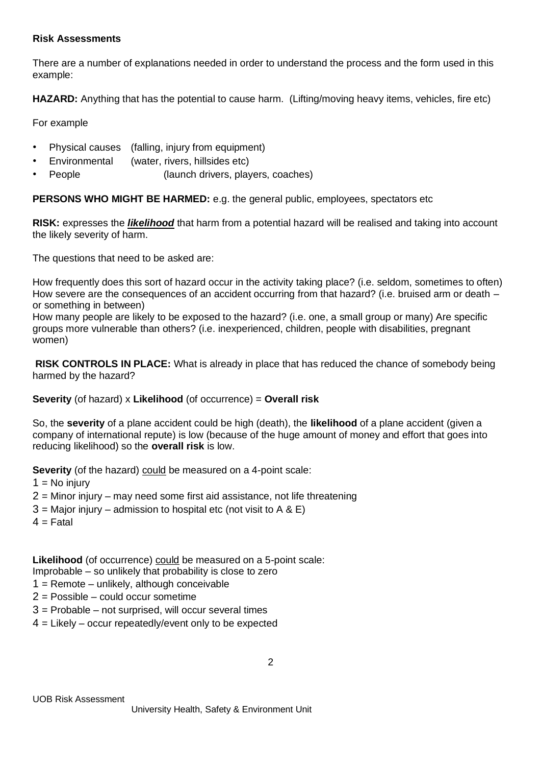**Risk Assessments**

There are a number of explanations needed in order to understand the process and the form used in this example:

**HAZARD:** Anything that has the potential to cause harm. (Lifting/moving heavy items, vehicles, fire etc)

For example

- Physical causes (falling, injury from equipment)
- Environmental (water, rivers, hillsides etc)
- People (launch drivers, players, coaches)

**PERSONS WHO MIGHT BE HARMED:** e.g. the general public, employees, spectators etc

**RISK:** expresses the ***likelihood*** that harm from a potential hazard will be realised and taking into account the likely severity of harm.

The questions that need to be asked are:

How frequently does this sort of hazard occur in the activity taking place? (i.e. seldom, sometimes to often)
How severe are the consequences of an accident occurring from that hazard? (i.e. bruised arm or death – or something in between)
How many people are likely to be exposed to the hazard? (i.e. one, a small group or many) Are specific groups more vulnerable than others? (i.e. inexperienced, children, people with disabilities, pregnant women)

**RISK CONTROLS IN PLACE:** What is already in place that has reduced the chance of somebody being harmed by the hazard?

**Severity** (of hazard) x **Likelihood** (of occurrence) = **Overall risk**

So, the **severity** of a plane accident could be high (death), the **likelihood** of a plane accident (given a company of international repute) is low (because of the huge amount of money and effort that goes into reducing likelihood) so the **overall risk** is low.

**Severity** (of the hazard) could be measured on a 4-point scale:
1 = No injury
2 = Minor injury – may need some first aid assistance, not life threatening
3 = Major injury – admission to hospital etc (not visit to A & E)
4 = Fatal

**Likelihood** (of occurrence) could be measured on a 5-point scale:
Improbable – so unlikely that probability is close to zero
1 = Remote – unlikely, although conceivable
2 = Possible – could occur sometime
3 = Probable – not surprised, will occur several times
4 = Likely – occur repeatedly/event only to be expected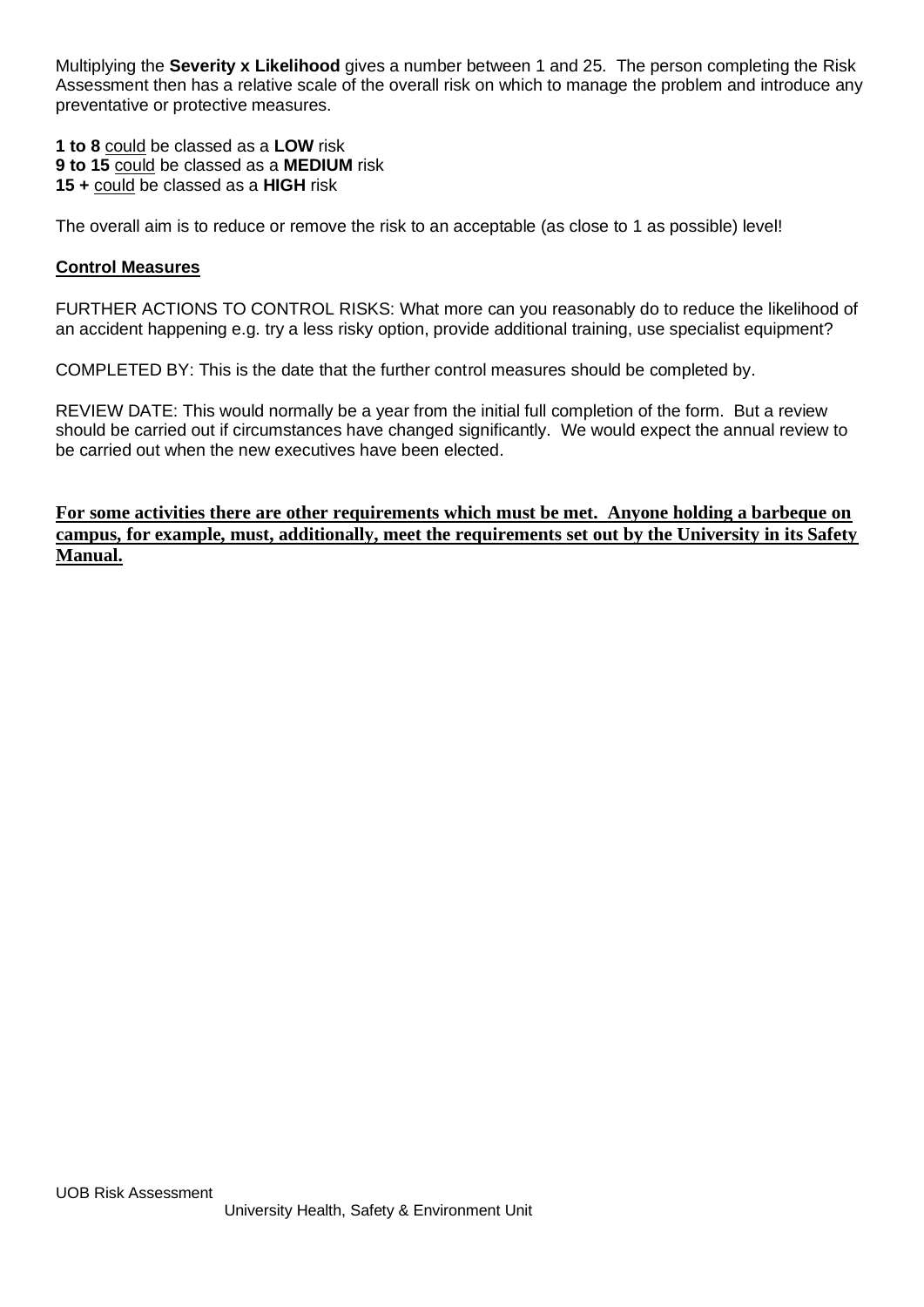Multiplying the **Severity x Likelihood** gives a number between 1 and 25. The person completing the Risk Assessment then has a relative scale of the overall risk on which to manage the problem and introduce any preventative or protective measures.

**1 to 8** could be classed as a **LOW** risk
**9 to 15** could be classed as a **MEDIUM** risk
**15 +** could be classed as a **HIGH** risk

The overall aim is to reduce or remove the risk to an acceptable (as close to 1 as possible) level!

**Control Measures**

FURTHER ACTIONS TO CONTROL RISKS: What more can you reasonably do to reduce the likelihood of an accident happening e.g. try a less risky option, provide additional training, use specialist equipment?

COMPLETED BY: This is the date that the further control measures should be completed by.

REVIEW DATE: This would normally be a year from the initial full completion of the form. But a review should be carried out if circumstances have changed significantly. We would expect the annual review to be carried out when the new executives have been elected.

**For some activities there are other requirements which must be met. Anyone holding a barbeque on campus, for example, must, additionally, meet the requirements set out by the University in its Safety Manual.**